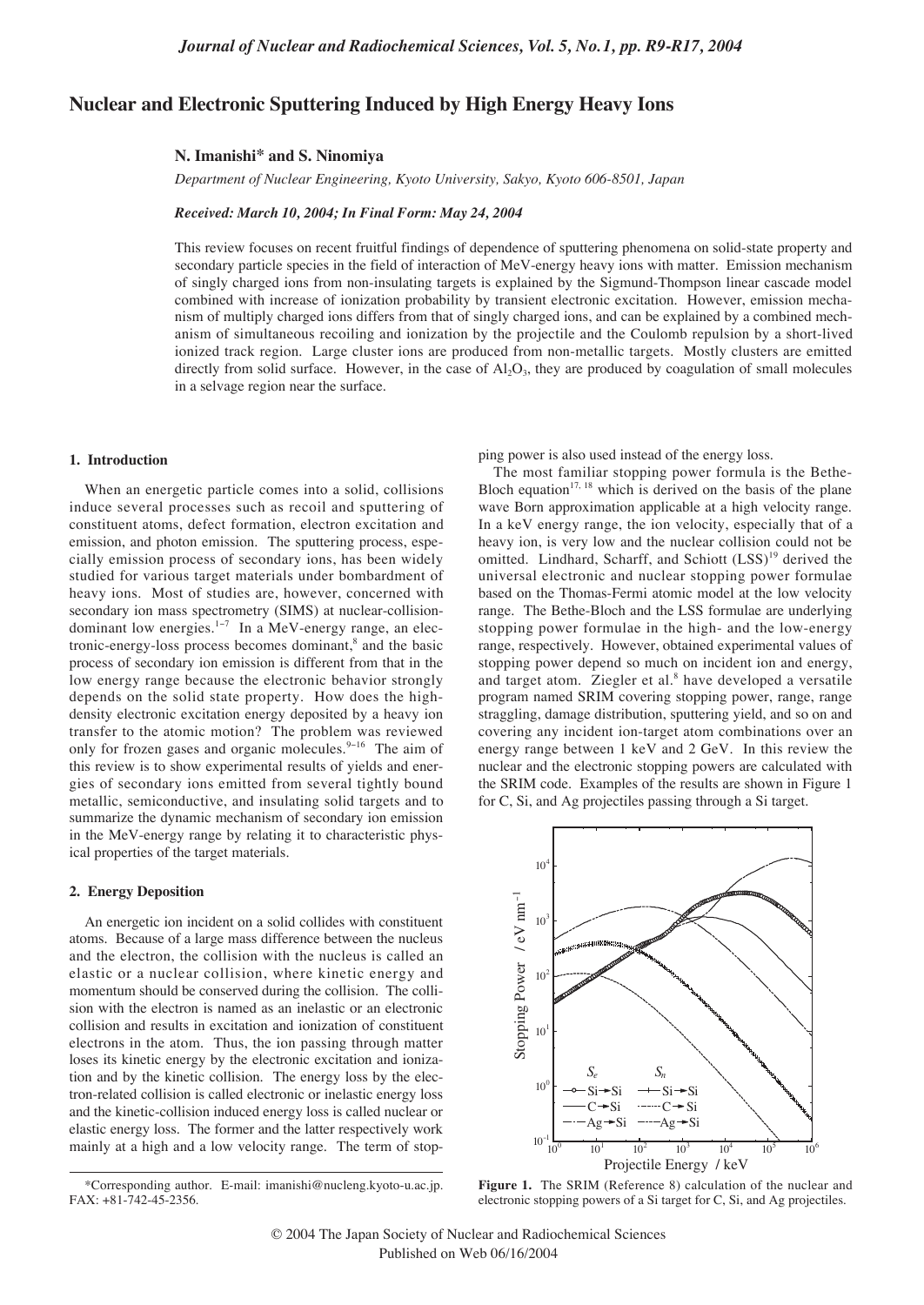# Nuclear and Electronic Sputtering Induced by High Energy Heavy Ions

**N. Imanishi\* and S. Ninomiya**

*Department of Nuclear Engineering, Kyoto University, Sakyo, Kyoto 606-8501, Japan*

***Received: March 10, 2004; In Final Form: May 24, 2004***

This review focuses on recent fruitful findings of dependence of sputtering phenomena on solid-state property and secondary particle species in the field of interaction of MeV-energy heavy ions with matter. Emission mechanism of singly charged ions from non-insulating targets is explained by the Sigmund-Thompson linear cascade model combined with increase of ionization probability by transient electronic excitation. However, emission mechanism of multiply charged ions differs from that of singly charged ions, and can be explained by a combined mechanism of simultaneous recoiling and ionization by the projectile and the Coulomb repulsion by a short-lived ionized track region. Large cluster ions are produced from non-metallic targets. Mostly clusters are emitted directly from solid surface. However, in the case of $Al_2O_3$, they are produced by coagulation of small molecules in a selvage region near the surface.

## 1. Introduction

When an energetic particle comes into a solid, collisions induce several processes such as recoil and sputtering of constituent atoms, defect formation, electron excitation and emission, and photon emission. The sputtering process, especially emission process of secondary ions, has been widely studied for various target materials under bombardment of heavy ions. Most of studies are, however, concerned with secondary ion mass spectrometry (SIMS) at nuclear-collision-dominant low energies.[1–7] In a MeV-energy range, an electronic-energy-loss process becomes dominant,[8] and the basic process of secondary ion emission is different from that in the low energy range because the electronic behavior strongly depends on the solid state property. How does the high-density electronic excitation energy deposited by a heavy ion transfer to the atomic motion? The problem was reviewed only for frozen gases and organic molecules.[9–16] The aim of this review is to show experimental results of yields and energies of secondary ions emitted from several tightly bound metallic, semiconductive, and insulating solid targets and to summarize the dynamic mechanism of secondary ion emission in the MeV-energy range by relating it to characteristic physical properties of the target materials.

## 2. Energy Deposition

An energetic ion incident on a solid collides with constituent atoms. Because of a large mass difference between the nucleus and the electron, the collision with the nucleus is called an elastic or a nuclear collision, where kinetic energy and momentum should be conserved during the collision. The collision with the electron is named as an inelastic or an electronic collision and results in excitation and ionization of constituent electrons in the atom. Thus, the ion passing through matter loses its kinetic energy by the electronic excitation and ionization and by the kinetic collision. The energy loss by the electron-related collision is called electronic or inelastic energy loss and the kinetic-collision induced energy loss is called nuclear or elastic energy loss. The former and the latter respectively work mainly at a high and a low velocity range. The term of stopping power is also used instead of the energy loss.

The most familiar stopping power formula is the Bethe-Bloch equation[17, 18] which is derived on the basis of the plane wave Born approximation applicable at a high velocity range. In a keV energy range, the ion velocity, especially that of a heavy ion, is very low and the nuclear collision could not be omitted. Lindhard, Scharff, and Schiott (LSS)[19] derived the universal electronic and nuclear stopping power formulae based on the Thomas-Fermi atomic model at the low velocity range. The Bethe-Bloch and the LSS formulae are underlying stopping power formulae in the high- and the low-energy range, respectively. However, obtained experimental values of stopping power depend so much on incident ion and energy, and target atom. Ziegler et al.[8] have developed a versatile program named SRIM covering stopping power, range, range straggling, damage distribution, sputtering yield, and so on and covering any incident ion-target atom combinations over an energy range between 1 keV and 2 GeV. In this review the nuclear and the electronic stopping powers are calculated with the SRIM code. Examples of the results are shown in Figure 1 for C, Si, and Ag projectiles passing through a Si target.

**Figure 1.** The SRIM (Reference 8) calculation of the nuclear and electronic stopping powers of a Si target for C, Si, and Ag projectiles.

\*Corresponding author. E-mail: imanishi@nucleng.kyoto-u.ac.jp. FAX: +81-742-45-2356.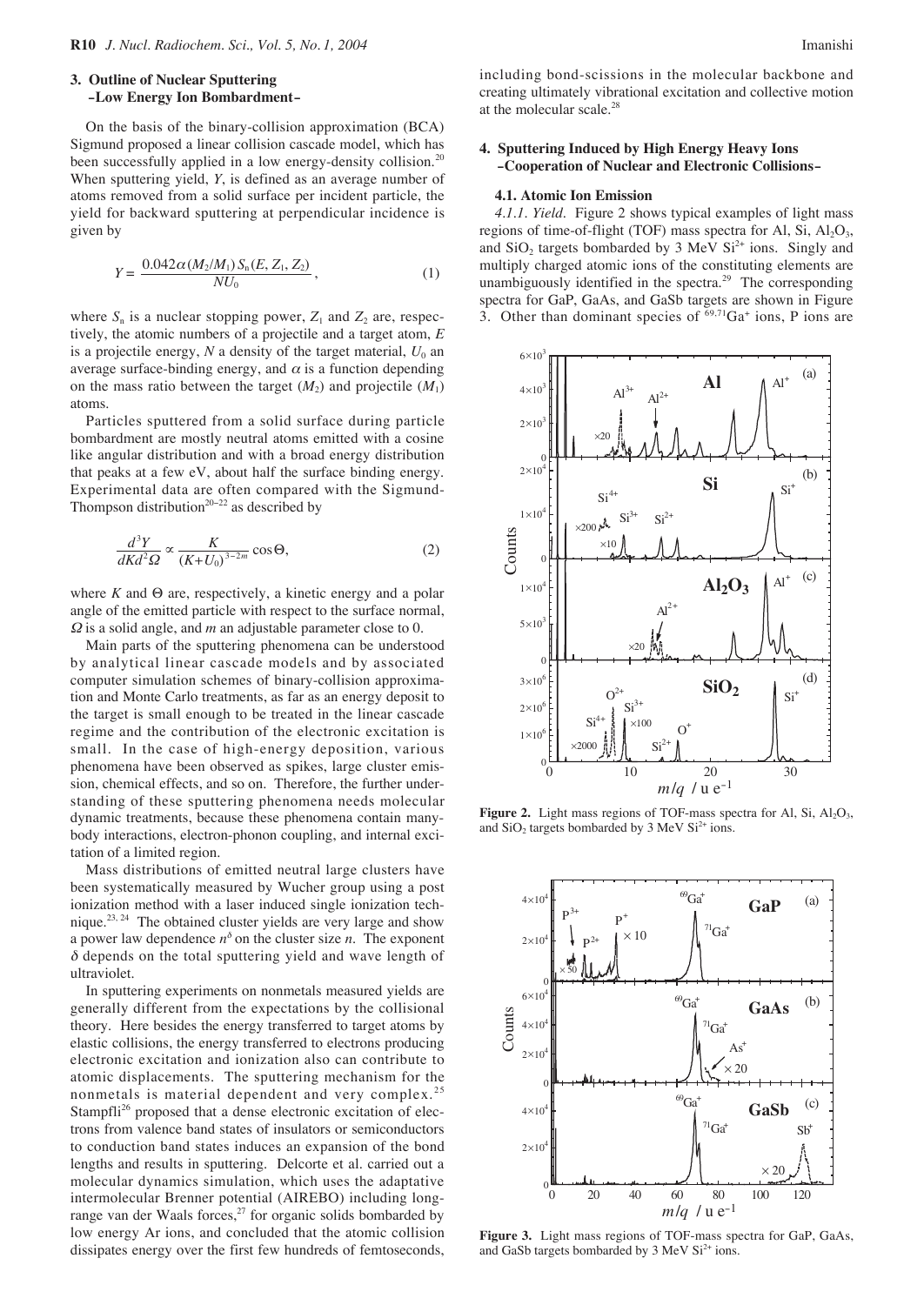## 3. Outline of Nuclear Sputtering –Low Energy Ion Bombardment–

On the basis of the binary-collision approximation (BCA) Sigmund proposed a linear collision cascade model, which has been successfully applied in a low energy-density collision.[20] When sputtering yield, $Y$, is defined as an average number of atoms removed from a solid surface per incident particle, the yield for backward sputtering at perpendicular incidence is given by

$$Y = \frac{0.042\alpha(M_2/M_1)\,S_n(E, Z_1, Z_2)}{NU_0}, \tag{1}$$

where $S_n$ is a nuclear stopping power, $Z_1$ and $Z_2$ are, respectively, the atomic numbers of a projectile and a target atom, $E$ is a projectile energy, $N$ a density of the target material, $U_0$ an average surface-binding energy, and $\alpha$ is a function depending on the mass ratio between the target ($M_2$) and projectile ($M_1$) atoms.

Particles sputtered from a solid surface during particle bombardment are mostly neutral atoms emitted with a cosine like angular distribution and with a broad energy distribution that peaks at a few eV, about half the surface binding energy. Experimental data are often compared with the Sigmund-Thompson distribution[20–22] as described by

$$\frac{d^3Y}{dKd^2\Omega} \propto \frac{K}{(K+U_0)^{3-2m}}\cos\Theta, \tag{2}$$

where $K$ and $\Theta$ are, respectively, a kinetic energy and a polar angle of the emitted particle with respect to the surface normal, $\Omega$ is a solid angle, and $m$ an adjustable parameter close to 0.

Main parts of the sputtering phenomena can be understood by analytical linear cascade models and by associated computer simulation schemes of binary-collision approximation and Monte Carlo treatments, as far as an energy deposit to the target is small enough to be treated in the linear cascade regime and the contribution of the electronic excitation is small. In the case of high-energy deposition, various phenomena have been observed as spikes, large cluster emission, chemical effects, and so on. Therefore, the further understanding of these sputtering phenomena needs molecular dynamic treatments, because these phenomena contain many-body interactions, electron-phonon coupling, and internal excitation of a limited region.

Mass distributions of emitted neutral large clusters have been systematically measured by Wucher group using a post ionization method with a laser induced single ionization technique.[23, 24] The obtained cluster yields are very large and show a power law dependence $n^{\delta}$ on the cluster size $n$. The exponent $\delta$ depends on the total sputtering yield and wave length of ultraviolet.

In sputtering experiments on nonmetals measured yields are generally different from the expectations by the collisional theory. Here besides the energy transferred to target atoms by elastic collisions, the energy transferred to electrons producing electronic excitation and ionization also can contribute to atomic displacements. The sputtering mechanism for the nonmetals is material dependent and very complex.[25] Stampfli[26] proposed that a dense electronic excitation of electrons from valence band states of insulators or semiconductors to conduction band states induces an expansion of the bond lengths and results in sputtering. Delcorte et al. carried out a molecular dynamics simulation, which uses the adaptative intermolecular Brenner potential (AIREBO) including long-range van der Waals forces,[27] for organic solids bombarded by low energy Ar ions, and concluded that the atomic collision dissipates energy over the first few hundreds of femtoseconds, including bond-scissions in the molecular backbone and creating ultimately vibrational excitation and collective motion at the molecular scale.[28]

## 4. Sputtering Induced by High Energy Heavy Ions –Cooperation of Nuclear and Electronic Collisions–

### 4.1. Atomic Ion Emission

*4.1.1. Yield.* Figure 2 shows typical examples of light mass regions of time-of-flight (TOF) mass spectra for Al, Si, $Al_2O_3$, and $SiO_2$ targets bombarded by 3 MeV $Si^{2+}$ ions. Singly and multiply charged atomic ions of the constituting elements are unambiguously identified in the spectra.[29] The corresponding spectra for GaP, GaAs, and GaSb targets are shown in Figure 3. Other than dominant species of $^{69,71}Ga^{+}$ ions, P ions are

**Figure 2.** Light mass regions of TOF-mass spectra for Al, Si, $Al_2O_3$, and $SiO_2$ targets bombarded by 3 MeV $Si^{2+}$ ions.

**Figure 3.** Light mass regions of TOF-mass spectra for GaP, GaAs, and GaSb targets bombarded by 3 MeV $Si^{2+}$ ions.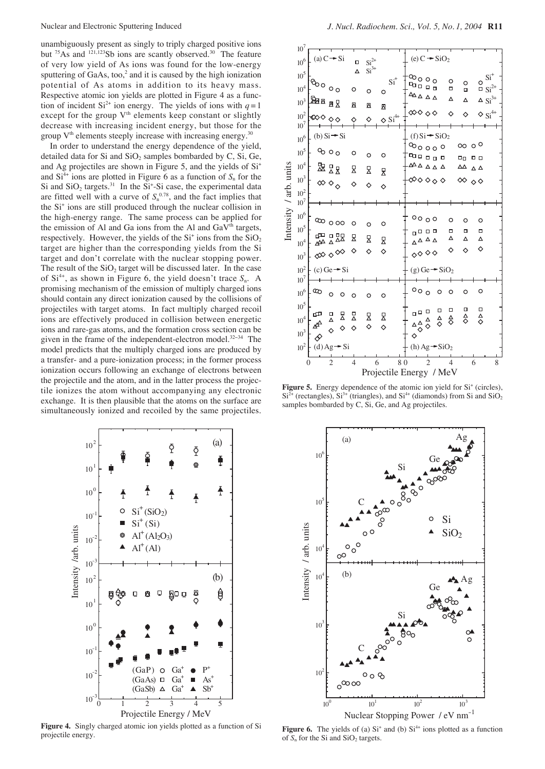unambiguously present as singly to triply charged positive ions but $^{75}$As and $^{121,123}$Sb ions are scantly observed.[30] The feature of very low yield of As ions was found for the low-energy sputtering of GaAs, too,[2] and it is caused by the high ionization potential of As atoms in addition to its heavy mass. Respective atomic ion yields are plotted in Figure 4 as a function of incident $Si^{2+}$ ion energy. The yields of ions with $q = 1$ except for the group V$^{th}$ elements keep constant or slightly decrease with increasing incident energy, but those for the group V$^{th}$ elements steeply increase with increasing energy.[30]

In order to understand the energy dependence of the yield, detailed data for Si and $SiO_2$ samples bombarded by C, Si, Ge, and Ag projectiles are shown in Figure 5, and the yields of $Si^+$ and $Si^{4+}$ ions are plotted in Figure 6 as a function of $S_n$ for the Si and $SiO_2$ targets.[31] In the $Si^+$-Si case, the experimental data are fitted well with a curve of $S_n^{0.78}$, and the fact implies that the $Si^+$ ions are still produced through the nuclear collision in the high-energy range. The same process can be applied for the emission of Al and Ga ions from the Al and GaV$^{th}$ targets, respectively. However, the yields of the $Si^+$ ions from the $SiO_2$ target are higher than the corresponding yields from the Si target and don't correlate with the nuclear stopping power. The result of the $SiO_2$ target will be discussed later. In the case of $Si^{4+}$, as shown in Figure 6, the yield doesn't trace $S_n$. A promising mechanism of the emission of multiply charged ions should contain any direct ionization caused by the collisions of projectiles with target atoms. In fact multiply charged recoil ions are effectively produced in collision between energetic ions and rare-gas atoms, and the formation cross section can be given in the frame of the independent-electron model.[32–34] The model predicts that the multiply charged ions are produced by a transfer- and a pure-ionization process; in the former process ionization occurs following an exchange of electrons between the projectile and the atom, and in the latter process the projectile ionizes the atom without accompanying any electronic exchange. It is then plausible that the atoms on the surface are simultaneously ionized and recoiled by the same projectiles.

**Figure 4.** Singly charged atomic ion yields plotted as a function of Si projectile energy.

**Figure 5.** Energy dependence of the atomic ion yield for $Si^+$ (circles), $Si^{2+}$ (rectangles), $Si^{3+}$ (triangles), and $Si^{4+}$ (diamonds) from Si and $SiO_2$ samples bombarded by C, Si, Ge, and Ag projectiles.

**Figure 6.** The yields of (a) $Si^+$ and (b) $Si^{4+}$ ions plotted as a function of $S_n$ for the Si and $SiO_2$ targets.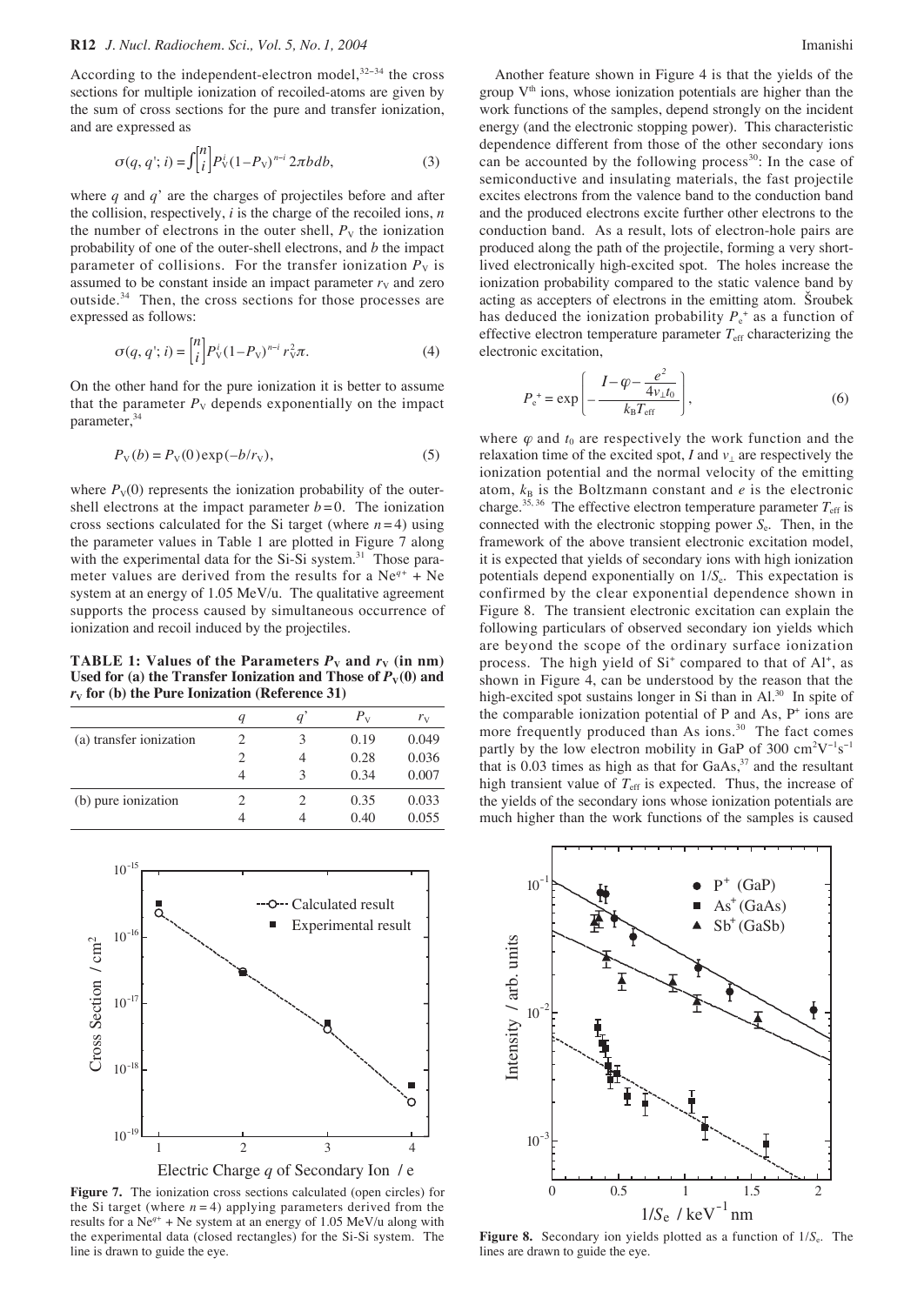According to the independent-electron model,[32–34] the cross sections for multiple ionization of recoiled-atoms are given by the sum of cross sections for the pure and transfer ionization, and are expressed as

$$\sigma(q, q'; i) = \int \begin{bmatrix} n \\ i \end{bmatrix} P_V^i (1-P_V)^{n-i}\, 2\pi b db, \tag{3}$$

where $q$ and $q'$ are the charges of projectiles before and after the collision, respectively, $i$ is the charge of the recoiled ions, $n$ the number of electrons in the outer shell, $P_V$ the ionization probability of one of the outer-shell electrons, and $b$ the impact parameter of collisions. For the transfer ionization $P_V$ is assumed to be constant inside an impact parameter $r_V$ and zero outside.[34] Then, the cross sections for those processes are expressed as follows:

$$\sigma(q, q'; i) = \begin{bmatrix} n \\ i \end{bmatrix} P_V^i (1-P_V)^{n-i} r_V^2 \pi. \tag{4}$$

On the other hand for the pure ionization it is better to assume that the parameter $P_V$ depends exponentially on the impact parameter,[34]

$$P_V(b) = P_V(0)\exp(-b/r_V), \tag{5}$$

where $P_V(0)$ represents the ionization probability of the outer-shell electrons at the impact parameter $b = 0$. The ionization cross sections calculated for the Si target (where $n = 4$) using the parameter values in Table 1 are plotted in Figure 7 along with the experimental data for the Si-Si system.[31] Those parameter values are derived from the results for a $Ne^{q+}$ + Ne system at an energy of 1.05 MeV/u. The qualitative agreement supports the process caused by simultaneous occurrence of ionization and recoil induced by the projectiles.

**TABLE 1: Values of the Parameters $P_V$ and $r_V$ (in nm) Used for (a) the Transfer Ionization and Those of $P_V(0)$ and $r_V$ for (b) the Pure Ionization (Reference 31)**

| | $q$ | $q'$ | $P_V$ | $r_V$ |
|---|---|---|---|---|
| (a) transfer ionization | 2 | 3 | 0.19 | 0.049 |
| | 2 | 4 | 0.28 | 0.036 |
| | 4 | 3 | 0.34 | 0.007 |
| (b) pure ionization | 2 | 2 | 0.35 | 0.033 |
| | 4 | 4 | 0.40 | 0.055 |

**Figure 7.** The ionization cross sections calculated (open circles) for the Si target (where $n = 4$) applying parameters derived from the results for a $Ne^{q+}$ + Ne system at an energy of 1.05 MeV/u along with the experimental data (closed rectangles) for the Si-Si system. The line is drawn to guide the eye.

Another feature shown in Figure 4 is that the yields of the group V[th] ions, whose ionization potentials are higher than the work functions of the samples, depend strongly on the incident energy (and the electronic stopping power). This characteristic dependence different from those of the other secondary ions can be accounted by the following process[30]: In the case of semiconductive and insulating materials, the fast projectile excites electrons from the valence band to the conduction band and the produced electrons excite further other electrons to the conduction band. As a result, lots of electron-hole pairs are produced along the path of the projectile, forming a very short-lived electronically high-excited spot. The holes increase the ionization probability compared to the static valence band by acting as accepters of electrons in the emitting atom. Šroubek has deduced the ionization probability $P_e^+$ as a function of effective electron temperature parameter $T_{\text{eff}}$ characterizing the electronic excitation,

$$P_e^+ = \exp\left(-\frac{I - \varphi - \dfrac{e^2}{4v_\perp t_0}}{k_B T_{\text{eff}}}\right), \tag{6}$$

where $\varphi$ and $t_0$ are respectively the work function and the relaxation time of the excited spot, $I$ and $v_\perp$ are respectively the ionization potential and the normal velocity of the emitting atom, $k_B$ is the Boltzmann constant and $e$ is the electronic charge.[35, 36] The effective electron temperature parameter $T_{\text{eff}}$ is connected with the electronic stopping power $S_e$. Then, in the framework of the above transient electronic excitation model, it is expected that yields of secondary ions with high ionization potentials depend exponentially on $1/S_e$. This expectation is confirmed by the clear exponential dependence shown in Figure 8. The transient electronic excitation can explain the following particulars of observed secondary ion yields which are beyond the scope of the ordinary surface ionization process. The high yield of $Si^+$ compared to that of $Al^+$, as shown in Figure 4, can be understood by the reason that the high-excited spot sustains longer in Si than in Al.[30] In spite of the comparable ionization potential of P and As, $P^+$ ions are more frequently produced than As ions.[30] The fact comes partly by the low electron mobility in GaP of 300 $cm^2V^{-1}s^{-1}$ that is 0.03 times as high as that for GaAs,[37] and the resultant high transient value of $T_{\text{eff}}$ is expected. Thus, the increase of the yields of the secondary ions whose ionization potentials are much higher than the work functions of the samples is caused

**Figure 8.** Secondary ion yields plotted as a function of $1/S_e$. The lines are drawn to guide the eye.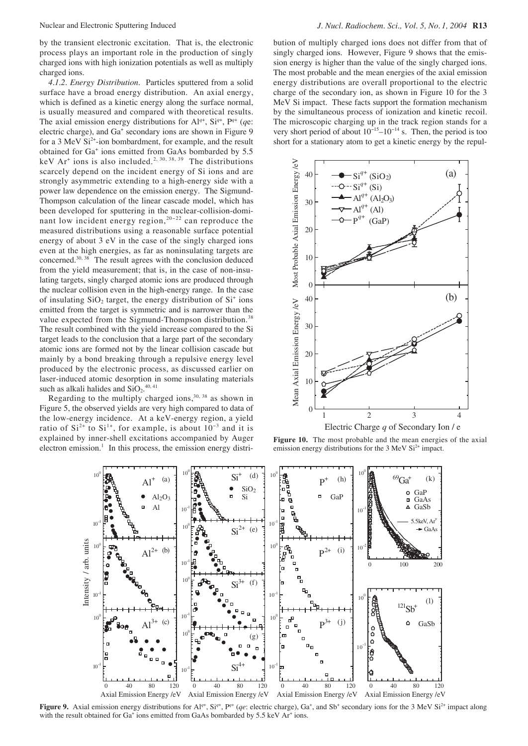by the transient electronic excitation. That is, the electronic process plays an important role in the production of singly charged ions with high ionization potentials as well as multiply charged ions.

*4.1.2. Energy Distribution.* Particles sputtered from a solid surface have a broad energy distribution. An axial energy, which is defined as a kinetic energy along the surface normal, is usually measured and compared with theoretical results. The axial emission energy distributions for $Al^{q+}$, $Si^{q+}$, $P^{q+}$ ($qe$: electric charge), and $Ga^{+}$ secondary ions are shown in Figure 9 for a 3 MeV $Si^{2+}$-ion bombardment, for example, and the result obtained for $Ga^{+}$ ions emitted from GaAs bombarded by 5.5 keV $Ar^{+}$ ions is also included.[2, 30, 38, 39] The distributions scarcely depend on the incident energy of Si ions and are strongly asymmetric extending to a high-energy side with a power law dependence on the emission energy. The Sigmund-Thompson calculation of the linear cascade model, which has been developed for sputtering in the nuclear-collision-dominant low incident energy region,[20–22] can reproduce the measured distributions using a reasonable surface potential energy of about 3 eV in the case of the singly charged ions even at the high energies, as far as noninsulating targets are concerned.[30, 38] The result agrees with the conclusion deduced from the yield measurement; that is, in the case of non-insulating targets, singly charged atomic ions are produced through the nuclear collision even in the high-energy range. In the case of insulating $SiO_2$ target, the energy distribution of $Si^{+}$ ions emitted from the target is symmetric and is narrower than the value expected from the Sigmund-Thompson distribution.[38] The result combined with the yield increase compared to the Si target leads to the conclusion that a large part of the secondary atomic ions are formed not by the linear collision cascade but mainly by a bond breaking through a repulsive energy level produced by the electronic process, as discussed earlier on laser-induced atomic desorption in some insulating materials such as alkali halides and $SiO_2$.[40, 41]

Regarding to the multiply charged ions,[30, 38] as shown in Figure 5, the observed yields are very high compared to data of the low-energy incidence. At a keV-energy region, a yield ratio of $Si^{2+}$ to $Si^{1+}$, for example, is about $10^{-3}$ and it is explained by inner-shell excitations accompanied by Auger electron emission.[1] In this process, the emission energy distribution of multiply charged ions does not differ from that of singly charged ions. However, Figure 9 shows that the emission energy is higher than the value of the singly charged ions. The most probable and the mean energies of the axial emission energy distributions are overall proportional to the electric charge of the secondary ion, as shown in Figure 10 for the 3 MeV Si impact. These facts support the formation mechanism by the simultaneous process of ionization and kinetic recoil. The microscopic charging up in the track region stands for a very short period of about $10^{-15}$–$10^{-14}$ s. Then, the period is too short for a stationary atom to get a kinetic energy by the repul-

**Figure 10.** The most probable and the mean energies of the axial emission energy distributions for the 3 MeV $Si^{2+}$ impact.

**Figure 9.** Axial emission energy distributions for $Al^{q+}$, $Si^{q+}$, $P^{q+}$ ($qe$: electric charge), $Ga^{+}$, and $Sb^{+}$ secondary ions for the 3 MeV $Si^{2+}$ impact along with the result obtained for $Ga^{+}$ ions emitted from GaAs bombarded by 5.5 keV $Ar^{+}$ ions.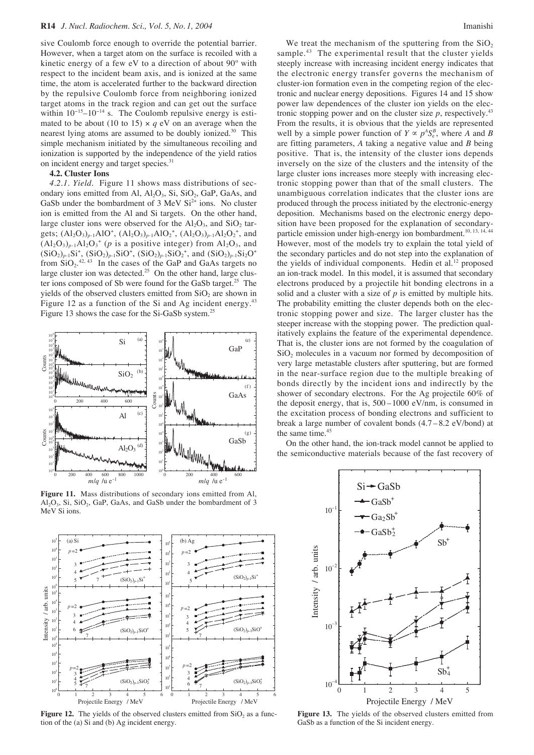sive Coulomb force enough to override the potential barrier. However, when a target atom on the surface is recoiled with a kinetic energy of a few eV to a direction of about 90° with respect to the incident beam axis, and is ionized at the same time, the atom is accelerated further to the backward direction by the repulsive Coulomb force from neighboring ionized target atoms in the track region and can get out the surface within $10^{-15}$–$10^{-14}$ s. The Coulomb repulsive energy is estimated to be about (10 to 15) × $q$ eV on an average when the nearest lying atoms are assumed to be doubly ionized.[30] This simple mechanism initiated by the simultaneous recoiling and ionization is supported by the independence of the yield ratios on incident energy and target species.[31]

### 4.2. Cluster Ions

*4.2.1. Yield.* Figure 11 shows mass distributions of secondary ions emitted from Al, $Al_2O_3$, Si, $SiO_2$, GaP, GaAs, and GaSb under the bombardment of 3 MeV $Si^{2+}$ ions. No cluster ion is emitted from the Al and Si targets. On the other hand, large cluster ions were observed for the $Al_2O_3$, and $SiO_2$ targets; $(Al_2O_3)_{p-1}AlO^+$, $(Al_2O_3)_{p-1}AlO_2^+$, $(Al_2O_3)_{p-1}Al_2O_2^+$, and $(Al_2O_3)_{p-1}Al_2O_3^+$ ($p$ is a positive integer) from $Al_2O_3$, and $(SiO_2)_{p-1}Si^+$, $(SiO_2)_{p-1}SiO^+$, $(SiO_2)_{p-1}SiO_2^+$, and $(SiO_2)_{p-1}Si_2O^+$ from $SiO_2$.[42, 43] In the cases of the GaP and GaAs targets no large cluster ion was detected.[25] On the other hand, large cluster ions composed of Sb were found for the GaSb target.[25] The yields of the observed clusters emitted from $SiO_2$ are shown in Figure 12 as a function of the Si and Ag incident energy.[43] Figure 13 shows the case for the Si-GaSb system.[25]

**Figure 11.** Mass distributions of secondary ions emitted from Al, $Al_2O_3$, Si, $SiO_2$, GaP, GaAs, and GaSb under the bombardment of 3 MeV Si ions.

**Figure 12.** The yields of the observed clusters emitted from $SiO_2$ as a function of the (a) Si and (b) Ag incident energy.

We treat the mechanism of the sputtering from the $SiO_2$ sample.[43] The experimental result that the cluster yields steeply increase with increasing incident energy indicates that the electronic energy transfer governs the mechanism of cluster-ion formation even in the competing region of the electronic and nuclear energy depositions. Figures 14 and 15 show power law dependences of the cluster ion yields on the electronic stopping power and on the cluster size $p$, respectively.[43] From the results, it is obvious that the yields are represented well by a simple power function of $Y \propto p^A S_e^B$, where $A$ and $B$ are fitting parameters, $A$ taking a negative value and $B$ being positive. That is, the intensity of the cluster ions depends inversely on the size of the clusters and the intensity of the large cluster ions increases more steeply with increasing electronic stopping power than that of the small clusters. The unambiguous correlation indicates that the cluster ions are produced through the process initiated by the electronic-energy deposition. Mechanisms based on the electronic energy deposition have been proposed for the explanation of secondary-particle emission under high-energy ion bombardment.[10, 13, 14, 44] However, most of the models try to explain the total yield of the secondary particles and do not step into the explanation of the yields of individual components. Hedin et al.[12] proposed an ion-track model. In this model, it is assumed that secondary electrons produced by a projectile hit bonding electrons in a solid and a cluster with a size of $p$ is emitted by multiple hits. The probability emitting the cluster depends both on the electronic stopping power and size. The larger cluster has the steeper increase with the stopping power. The prediction qualitatively explains the feature of the experimental dependence. That is, the cluster ions are not formed by the coagulation of $SiO_2$ molecules in a vacuum nor formed by decomposition of very large metastable clusters after sputtering, but are formed in the near-surface region due to the multiple breaking of bonds directly by the incident ions and indirectly by the shower of secondary electrons. For the Ag projectile 60% of the deposit energy, that is, 500 – 1000 eV/nm, is consumed in the excitation process of bonding electrons and sufficient to break a large number of covalent bonds (4.7 – 8.2 eV/bond) at the same time.[45]

On the other hand, the ion-track model cannot be applied to the semiconductive materials because of the fast recovery of

**Figure 13.** The yields of the observed clusters emitted from GaSb as a function of the Si incident energy.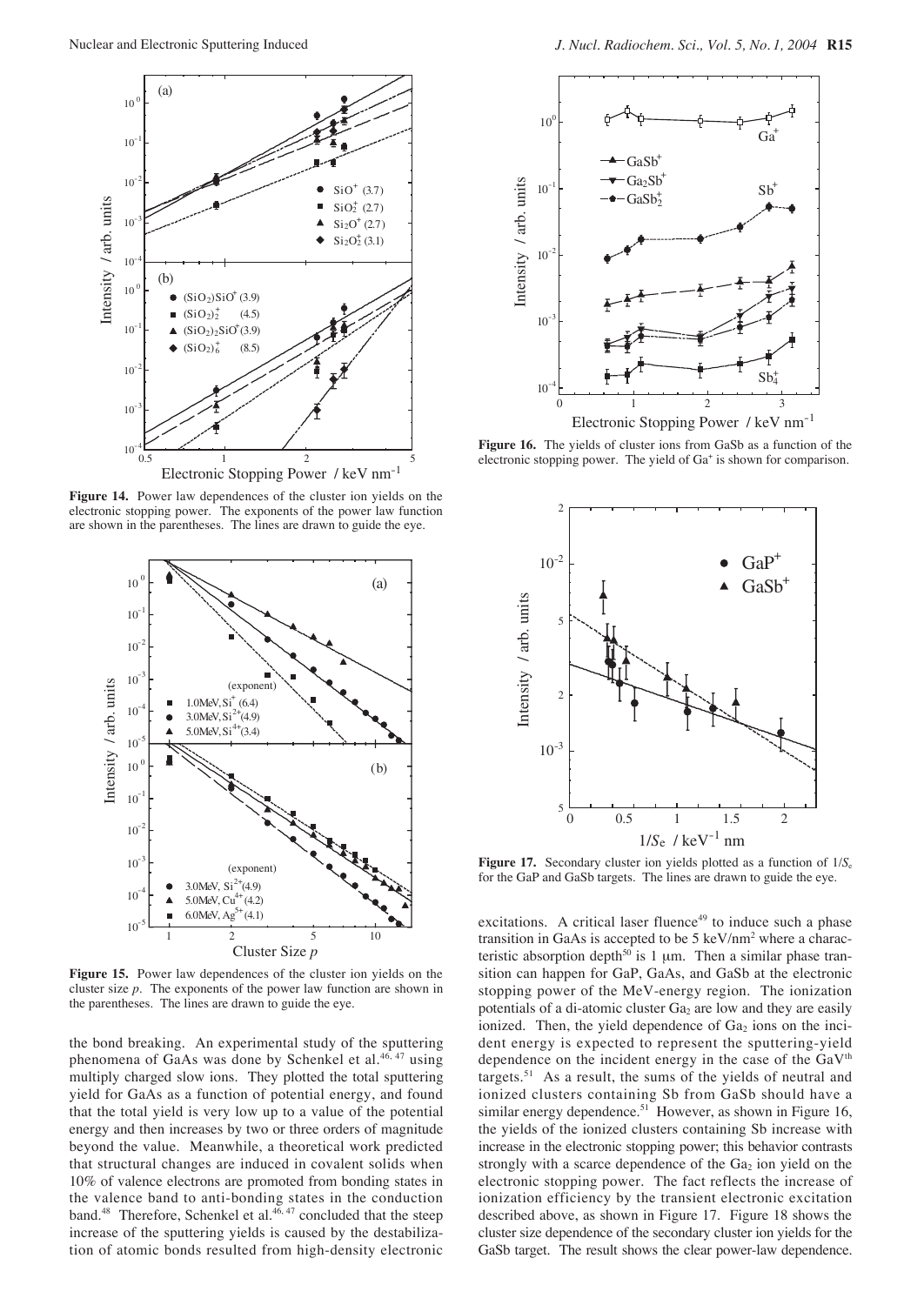**Figure 14.** Power law dependences of the cluster ion yields on the electronic stopping power. The exponents of the power law function are shown in the parentheses. The lines are drawn to guide the eye.

**Figure 15.** Power law dependences of the cluster ion yields on the cluster size $p$. The exponents of the power law function are shown in the parentheses. The lines are drawn to guide the eye.

the bond breaking. An experimental study of the sputtering phenomena of GaAs was done by Schenkel et al.[46, 47] using multiply charged slow ions. They plotted the total sputtering yield for GaAs as a function of potential energy, and found that the total yield is very low up to a value of the potential energy and then increases by two or three orders of magnitude beyond the value. Meanwhile, a theoretical work predicted that structural changes are induced in covalent solids when 10% of valence electrons are promoted from bonding states in the valence band to anti-bonding states in the conduction band.[48] Therefore, Schenkel et al.[46, 47] concluded that the steep increase of the sputtering yields is caused by the destabilization of atomic bonds resulted from high-density electronic excitations. A critical laser fluence[49] to induce such a phase transition in GaAs is accepted to be 5 keV/nm$^2$ where a characteristic absorption depth[50] is 1 μm. Then a similar phase transition can happen for GaP, GaAs, and GaSb at the electronic stopping power of the MeV-energy region. The ionization potentials of a di-atomic cluster $Ga_2$ are low and they are easily ionized. Then, the yield dependence of $Ga_2$ ions on the incident energy is expected to represent the sputtering-yield dependence on the incident energy in the case of the $GaV^{th}$ targets.[51] As a result, the sums of the yields of neutral and ionized clusters containing Sb from GaSb should have a similar energy dependence.[51] However, as shown in Figure 16, the yields of the ionized clusters containing Sb increase with increase in the electronic stopping power; this behavior contrasts strongly with a scarce dependence of the $Ga_2$ ion yield on the electronic stopping power. The fact reflects the increase of ionization efficiency by the transient electronic excitation described above, as shown in Figure 17. Figure 18 shows the cluster size dependence of the secondary cluster ion yields for the GaSb target. The result shows the clear power-law dependence.

**Figure 16.** The yields of cluster ions from GaSb as a function of the electronic stopping power. The yield of $Ga^+$ is shown for comparison.

**Figure 17.** Secondary cluster ion yields plotted as a function of $1/S_e$ for the GaP and GaSb targets. The lines are drawn to guide the eye.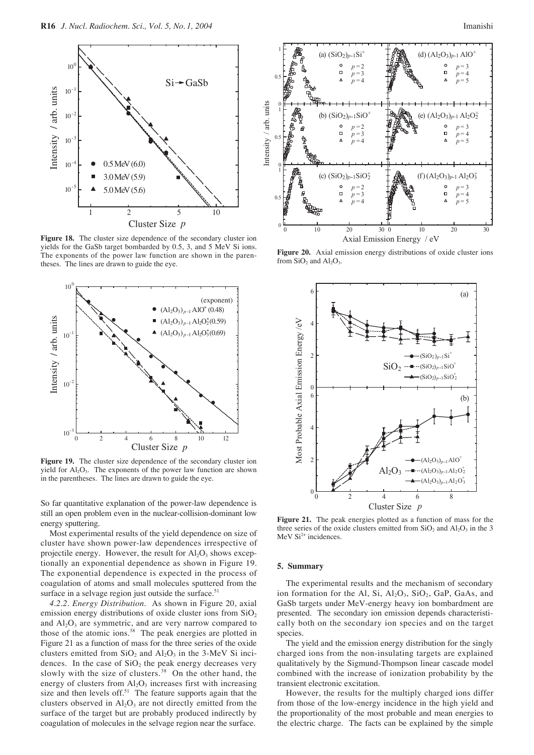**Figure 18.** The cluster size dependence of the secondary cluster ion yields for the GaSb target bombarded by 0.5, 3, and 5 MeV Si ions. The exponents of the power law function are shown in the parentheses. The lines are drawn to guide the eye.

**Figure 19.** The cluster size dependence of the secondary cluster ion yield for $Al_2O_3$. The exponents of the power law function are shown in the parentheses. The lines are drawn to guide the eye.

So far quantitative explanation of the power-law dependence is still an open problem even in the nuclear-collision-dominant low energy sputtering.

Most experimental results of the yield dependence on size of cluster have shown power-law dependences irrespective of projectile energy. However, the result for $Al_2O_3$ shows exceptionally an exponential dependence as shown in Figure 19. The exponential dependence is expected in the process of coagulation of atoms and small molecules sputtered from the surface in a selvage region just outside the surface.[51]

*4.2.2. Energy Distribution.* As shown in Figure 20, axial emission energy distributions of oxide cluster ions from $SiO_2$ and $Al_2O_3$ are symmetric, and are very narrow compared to those of the atomic ions.[38] The peak energies are plotted in Figure 21 as a function of mass for the three series of the oxide clusters emitted from $SiO_2$ and $Al_2O_3$ in the 3-MeV Si incidences. In the case of $SiO_2$ the peak energy decreases very slowly with the size of clusters.[38] On the other hand, the energy of clusters from $Al_2O_3$ increases first with increasing size and then levels off.[51] The feature supports again that the clusters observed in $Al_2O_3$ are not directly emitted from the surface of the target but are probably produced indirectly by coagulation of molecules in the selvage region near the surface.

**Figure 20.** Axial emission energy distributions of oxide cluster ions from $SiO_2$ and $Al_2O_3$.

**Figure 21.** The peak energies plotted as a function of mass for the three series of the oxide clusters emitted from $SiO_2$ and $Al_2O_3$ in the 3 MeV $Si^{2+}$ incidences.

## 5. Summary

The experimental results and the mechanism of secondary ion formation for the Al, Si, $Al_2O_3$, $SiO_2$, GaP, GaAs, and GaSb targets under MeV-energy heavy ion bombardment are presented. The secondary ion emission depends characteristically both on the secondary ion species and on the target species.

The yield and the emission energy distribution for the singly charged ions from the non-insulating targets are explained qualitatively by the Sigmund-Thompson linear cascade model combined with the increase of ionization probability by the transient electronic excitation.

However, the results for the multiply charged ions differ from those of the low-energy incidence in the high yield and the proportionality of the most probable and mean energies to the electric charge. The facts can be explained by the simple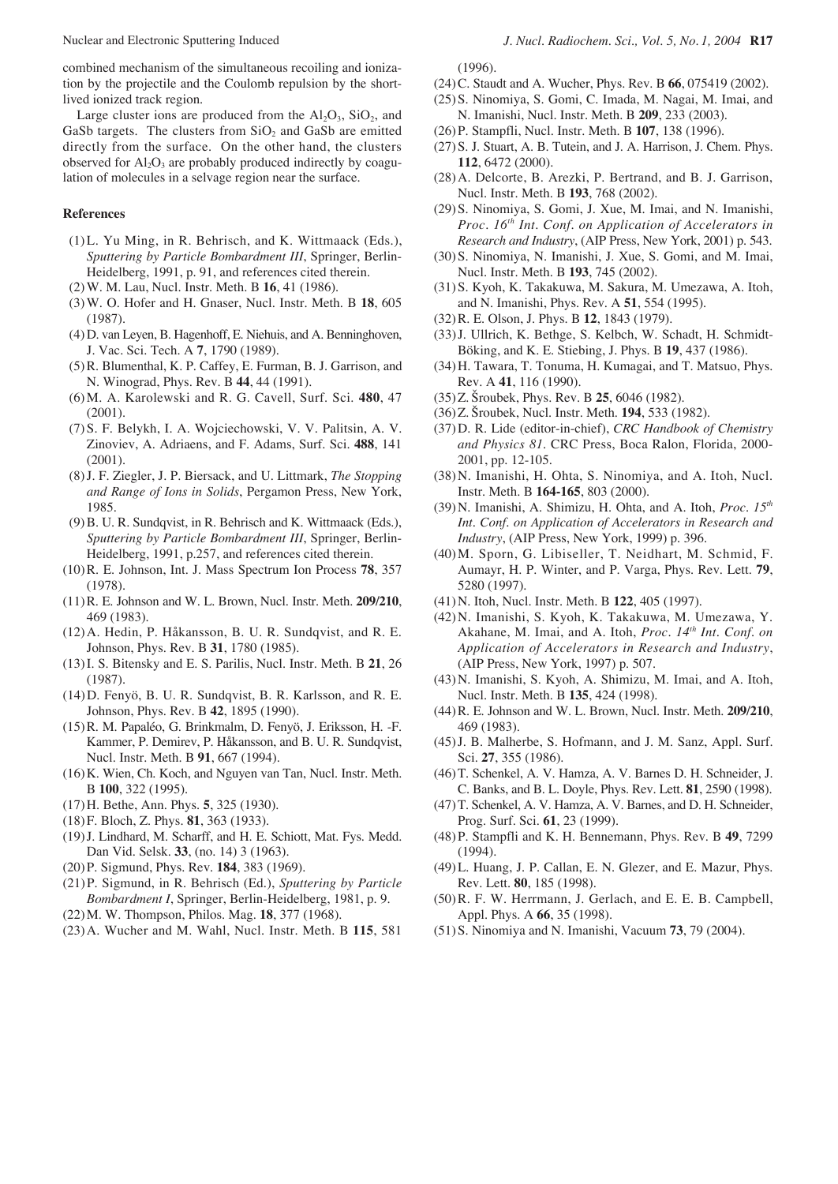combined mechanism of the simultaneous recoiling and ionization by the projectile and the Coulomb repulsion by the short-lived ionized track region.

Large cluster ions are produced from the $Al_2O_3$, $SiO_2$, and GaSb targets. The clusters from $SiO_2$ and GaSb are emitted directly from the surface. On the other hand, the clusters observed for $Al_2O_3$ are probably produced indirectly by coagulation of molecules in a selvage region near the surface.

#### References

(1) L. Yu Ming, in R. Behrisch, and K. Wittmaack (Eds.), *Sputtering by Particle Bombardment III*, Springer, Berlin-Heidelberg, 1991, p. 91, and references cited therein.
(2) W. M. Lau, Nucl. Instr. Meth. B **16**, 41 (1986).
(3) W. O. Hofer and H. Gnaser, Nucl. Instr. Meth. B **18**, 605 (1987).
(4) D. van Leyen, B. Hagenhoff, E. Niehuis, and A. Benninghoven, J. Vac. Sci. Tech. A **7**, 1790 (1989).
(5) R. Blumenthal, K. P. Caffey, E. Furman, B. J. Garrison, and N. Winograd, Phys. Rev. B **44**, 44 (1991).
(6) M. A. Karolewski and R. G. Cavell, Surf. Sci. **480**, 47 (2001).
(7) S. F. Belykh, I. A. Wojciechowski, V. V. Palitsin, A. V. Zinoviev, A. Adriaens, and F. Adams, Surf. Sci. **488**, 141 (2001).
(8) J. F. Ziegler, J. P. Biersack, and U. Littmark, *The Stopping and Range of Ions in Solids*, Pergamon Press, New York, 1985.
(9) B. U. R. Sundqvist, in R. Behrisch and K. Wittmaack (Eds.), *Sputtering by Particle Bombardment III*, Springer, Berlin-Heidelberg, 1991, p.257, and references cited therein.
(10) R. E. Johnson, Int. J. Mass Spectrum Ion Process **78**, 357 (1978).
(11) R. E. Johnson and W. L. Brown, Nucl. Instr. Meth. **209/210**, 469 (1983).
(12) A. Hedin, P. Håkansson, B. U. R. Sundqvist, and R. E. Johnson, Phys. Rev. B **31**, 1780 (1985).
(13) I. S. Bitensky and E. S. Parilis, Nucl. Instr. Meth. B **21**, 26 (1987).
(14) D. Fenyö, B. U. R. Sundqvist, B. R. Karlsson, and R. E. Johnson, Phys. Rev. B **42**, 1895 (1990).
(15) R. M. Papaléo, G. Brinkmalm, D. Fenyö, J. Eriksson, H. -F. Kammer, P. Demirev, P. Håkansson, and B. U. R. Sundqvist, Nucl. Instr. Meth. B **91**, 667 (1994).
(16) K. Wien, Ch. Koch, and Nguyen van Tan, Nucl. Instr. Meth. B **100**, 322 (1995).
(17) H. Bethe, Ann. Phys. **5**, 325 (1930).
(18) F. Bloch, Z. Phys. **81**, 363 (1933).
(19) J. Lindhard, M. Scharff, and H. E. Schiott, Mat. Fys. Medd. Dan Vid. Selsk. **33**, (no. 14) 3 (1963).
(20) P. Sigmund, Phys. Rev. **184**, 383 (1969).
(21) P. Sigmund, in R. Behrisch (Ed.), *Sputtering by Particle Bombardment I*, Springer, Berlin-Heidelberg, 1981, p. 9.
(22) M. W. Thompson, Philos. Mag. **18**, 377 (1968).
(23) A. Wucher and M. Wahl, Nucl. Instr. Meth. B **115**, 581 (1996).
(24) C. Staudt and A. Wucher, Phys. Rev. B **66**, 075419 (2002).
(25) S. Ninomiya, S. Gomi, C. Imada, M. Nagai, M. Imai, and N. Imanishi, Nucl. Instr. Meth. B **209**, 233 (2003).
(26) P. Stampfli, Nucl. Instr. Meth. B **107**, 138 (1996).
(27) S. J. Stuart, A. B. Tutein, and J. A. Harrison, J. Chem. Phys. **112**, 6472 (2000).
(28) A. Delcorte, B. Arezki, P. Bertrand, and B. J. Garrison, Nucl. Instr. Meth. B **193**, 768 (2002).
(29) S. Ninomiya, S. Gomi, J. Xue, M. Imai, and N. Imanishi, *Proc. 16th Int. Conf. on Application of Accelerators in Research and Industry*, (AIP Press, New York, 2001) p. 543.
(30) S. Ninomiya, N. Imanishi, J. Xue, S. Gomi, and M. Imai, Nucl. Instr. Meth. B **193**, 745 (2002).
(31) S. Kyoh, K. Takakuwa, M. Sakura, M. Umezawa, A. Itoh, and N. Imanishi, Phys. Rev. A **51**, 554 (1995).
(32) R. E. Olson, J. Phys. B **12**, 1843 (1979).
(33) J. Ullrich, K. Bethge, S. Kelbch, W. Schadt, H. Schmidt-Böking, and K. E. Stiebing, J. Phys. B **19**, 437 (1986).
(34) H. Tawara, T. Tonuma, H. Kumagai, and T. Matsuo, Phys. Rev. A **41**, 116 (1990).
(35) Z. Šroubek, Phys. Rev. B **25**, 6046 (1982).
(36) Z. Šroubek, Nucl. Instr. Meth. **194**, 533 (1982).
(37) D. R. Lide (editor-in-chief), *CRC Handbook of Chemistry and Physics 81*. CRC Press, Boca Ralon, Florida, 2000-2001, pp. 12-105.
(38) N. Imanishi, H. Ohta, S. Ninomiya, and A. Itoh, Nucl. Instr. Meth. B **164-165**, 803 (2000).
(39) N. Imanishi, A. Shimizu, H. Ohta, and A. Itoh, *Proc. 15th Int. Conf. on Application of Accelerators in Research and Industry*, (AIP Press, New York, 1999) p. 396.
(40) M. Sporn, G. Libiseller, T. Neidhart, M. Schmid, F. Aumayr, H. P. Winter, and P. Varga, Phys. Rev. Lett. **79**, 5280 (1997).
(41) N. Itoh, Nucl. Instr. Meth. B **122**, 405 (1997).
(42) N. Imanishi, S. Kyoh, K. Takakuwa, M. Umezawa, Y. Akahane, M. Imai, and A. Itoh, *Proc. 14th Int. Conf. on Application of Accelerators in Research and Industry*, (AIP Press, New York, 1997) p. 507.
(43) N. Imanishi, S. Kyoh, A. Shimizu, M. Imai, and A. Itoh, Nucl. Instr. Meth. B **135**, 424 (1998).
(44) R. E. Johnson and W. L. Brown, Nucl. Instr. Meth. **209/210**, 469 (1983).
(45) J. B. Malherbe, S. Hofmann, and J. M. Sanz, Appl. Surf. Sci. **27**, 355 (1986).
(46) T. Schenkel, A. V. Hamza, A. V. Barnes D. H. Schneider, J. C. Banks, and B. L. Doyle, Phys. Rev. Lett. **81**, 2590 (1998).
(47) T. Schenkel, A. V. Hamza, A. V. Barnes, and D. H. Schneider, Prog. Surf. Sci. **61**, 23 (1999).
(48) P. Stampfli and K. H. Bennemann, Phys. Rev. B **49**, 7299 (1994).
(49) L. Huang, J. P. Callan, E. N. Glezer, and E. Mazur, Phys. Rev. Lett. **80**, 185 (1998).
(50) R. F. W. Herrmann, J. Gerlach, and E. E. B. Campbell, Appl. Phys. A **66**, 35 (1998).
(51) S. Ninomiya and N. Imanishi, Vacuum **73**, 79 (2004).